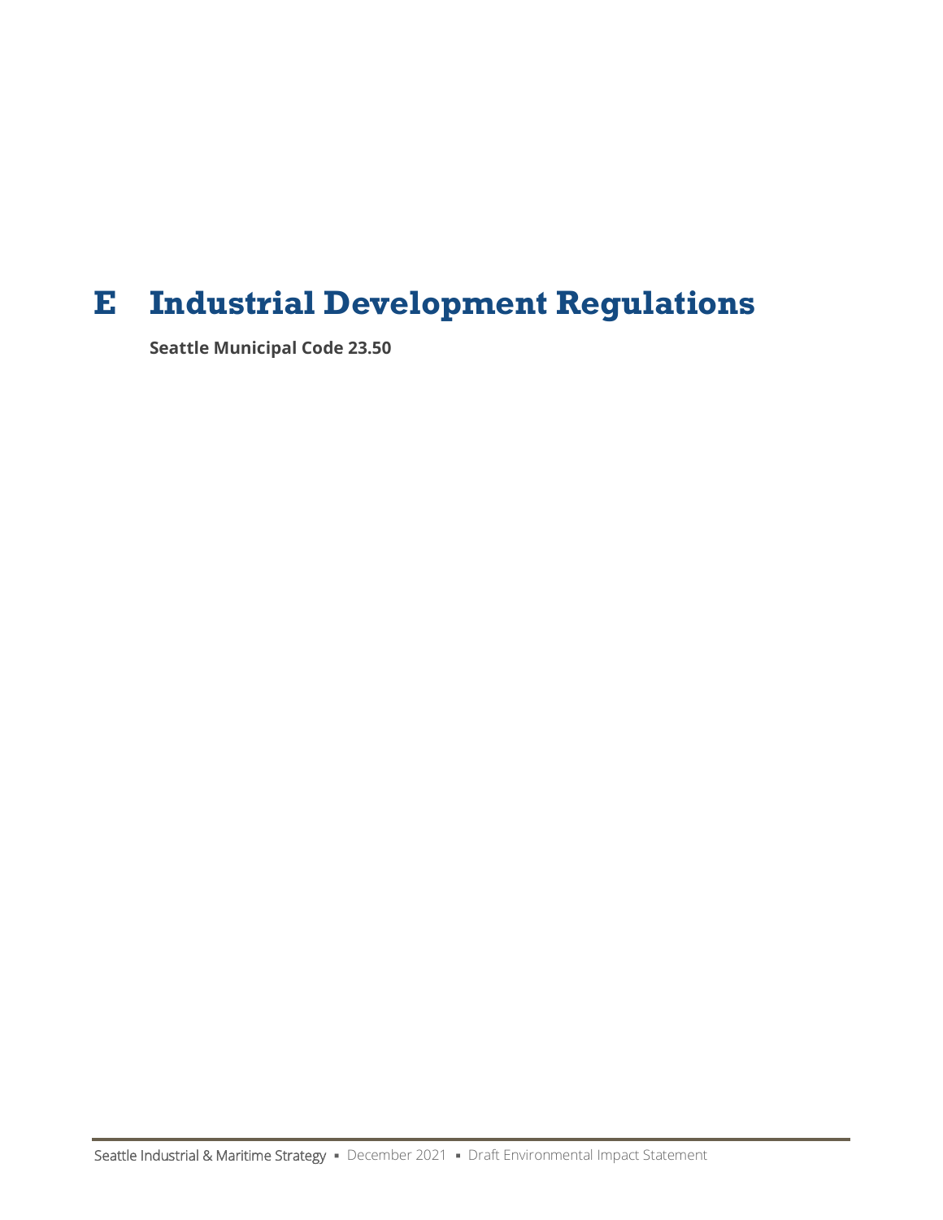# E Industrial Development Regulations

**Seattle Municipal Code 23.50**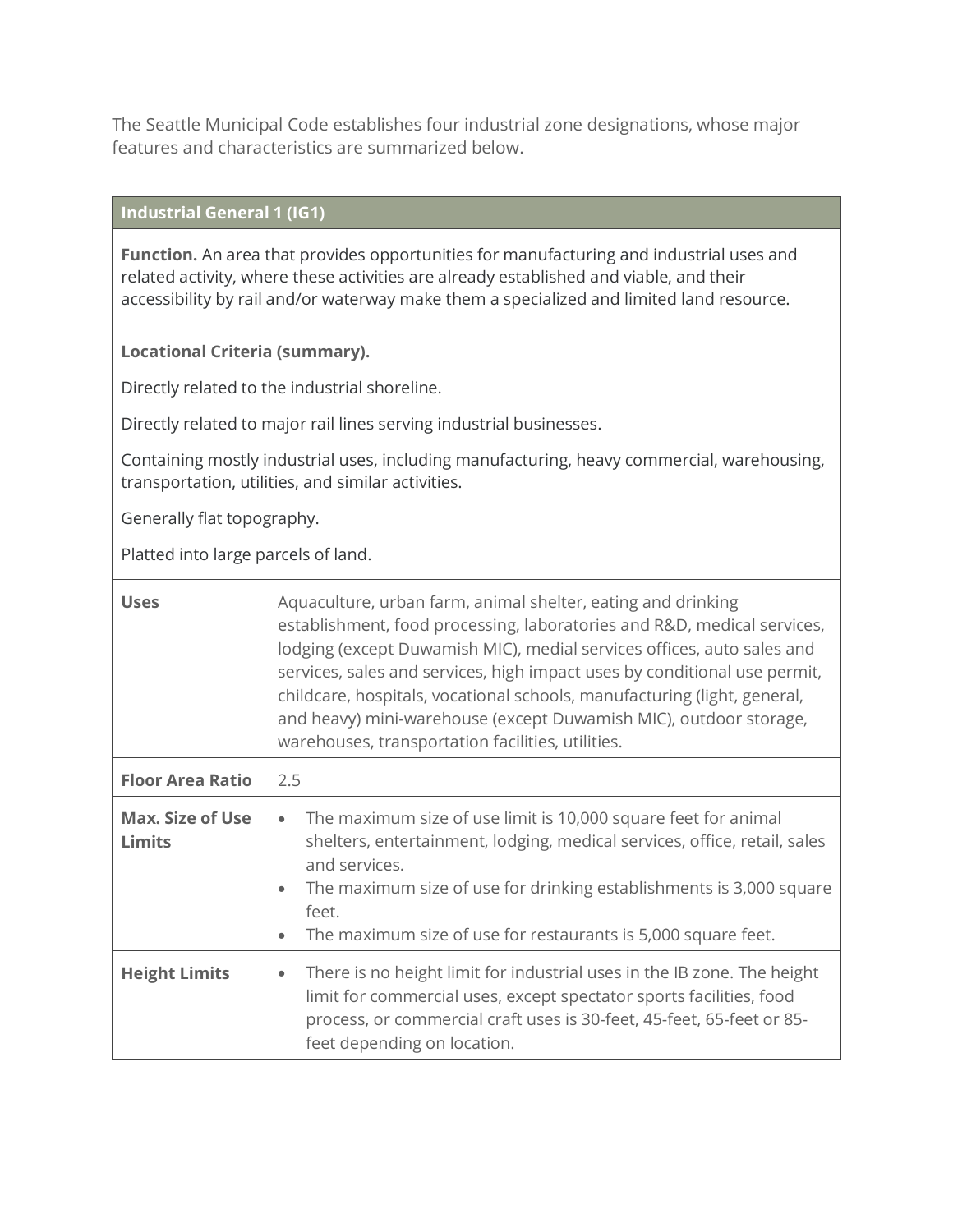The Seattle Municipal Code establishes four industrial zone designations, whose major features and characteristics are summarized below.

| Industrial General 1 (IG1) | |
|---|---|
| **Function.** An area that provides opportunities for manufacturing and industrial uses and related activity, where these activities are already established and viable, and their accessibility by rail and/or waterway make them a specialized and limited land resource. | |
| **Locational Criteria (summary).**<br><br>Directly related to the industrial shoreline.<br><br>Directly related to major rail lines serving industrial businesses.<br><br>Containing mostly industrial uses, including manufacturing, heavy commercial, warehousing, transportation, utilities, and similar activities.<br><br>Generally flat topography.<br><br>Platted into large parcels of land. | |
| **Uses** | Aquaculture, urban farm, animal shelter, eating and drinking establishment, food processing, laboratories and R&D, medical services, lodging (except Duwamish MIC), medial services offices, auto sales and services, sales and services, high impact uses by conditional use permit, childcare, hospitals, vocational schools, manufacturing (light, general, and heavy) mini-warehouse (except Duwamish MIC), outdoor storage, warehouses, transportation facilities, utilities. |
| **Floor Area Ratio** | 2.5 |
| **Max. Size of Use Limits** | • The maximum size of use limit is 10,000 square feet for animal shelters, entertainment, lodging, medical services, office, retail, sales and services.<br>• The maximum size of use for drinking establishments is 3,000 square feet.<br>• The maximum size of use for restaurants is 5,000 square feet. |
| **Height Limits** | • There is no height limit for industrial uses in the IB zone. The height limit for commercial uses, except spectator sports facilities, food process, or commercial craft uses is 30-feet, 45-feet, 65-feet or 85-feet depending on location. |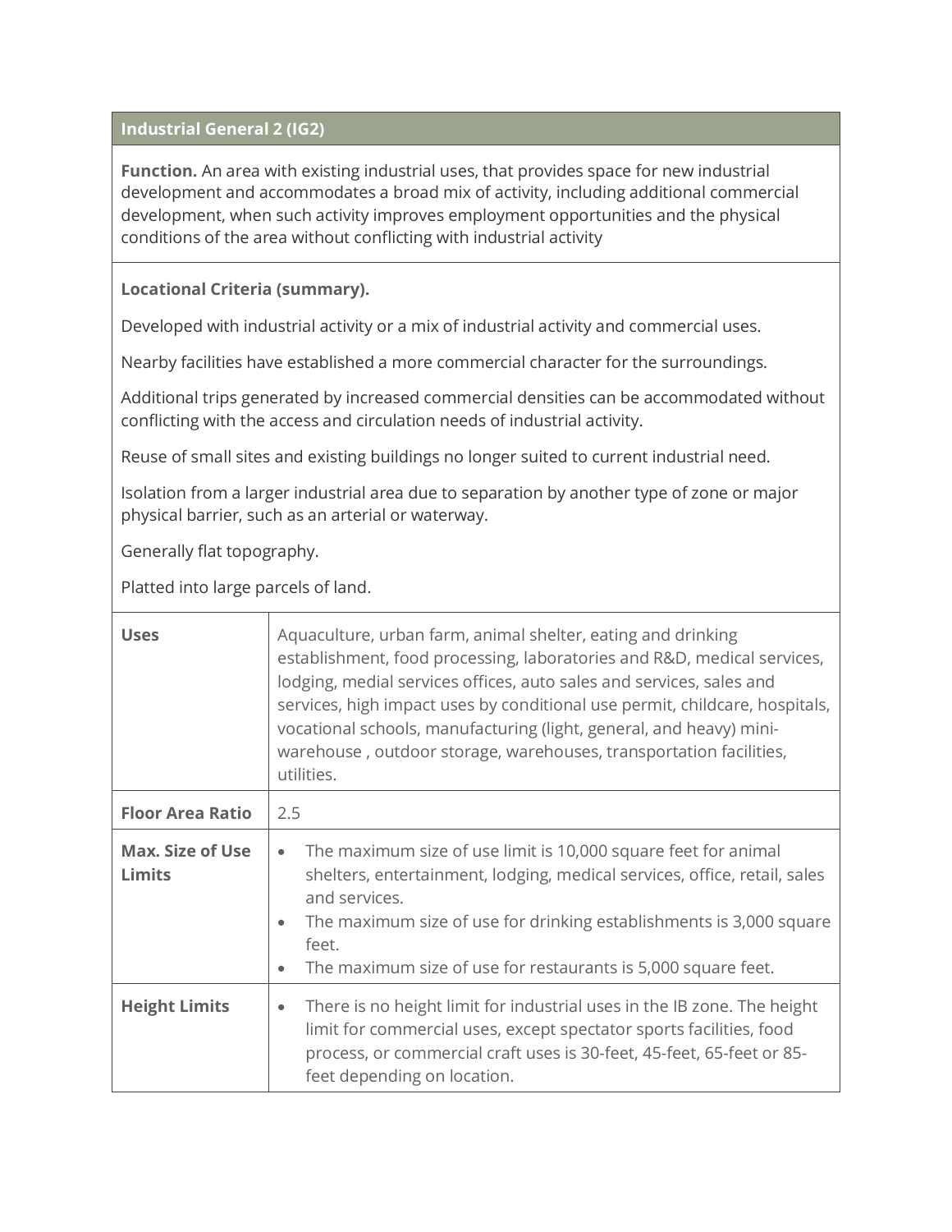| Industrial General 2 (IG2) | |
|---|---|
| **Function.** An area with existing industrial uses, that provides space for new industrial development and accommodates a broad mix of activity, including additional commercial development, when such activity improves employment opportunities and the physical conditions of the area without conflicting with industrial activity | |
| **Locational Criteria (summary).**<br><br>Developed with industrial activity or a mix of industrial activity and commercial uses.<br><br>Nearby facilities have established a more commercial character for the surroundings.<br><br>Additional trips generated by increased commercial densities can be accommodated without conflicting with the access and circulation needs of industrial activity.<br><br>Reuse of small sites and existing buildings no longer suited to current industrial need.<br><br>Isolation from a larger industrial area due to separation by another type of zone or major physical barrier, such as an arterial or waterway.<br><br>Generally flat topography.<br><br>Platted into large parcels of land. | |
| **Uses** | Aquaculture, urban farm, animal shelter, eating and drinking establishment, food processing, laboratories and R&D, medical services, lodging, medial services offices, auto sales and services, sales and services, high impact uses by conditional use permit, childcare, hospitals, vocational schools, manufacturing (light, general, and heavy) mini-warehouse , outdoor storage, warehouses, transportation facilities, utilities. |
| **Floor Area Ratio** | 2.5 |
| **Max. Size of Use Limits** | • The maximum size of use limit is 10,000 square feet for animal shelters, entertainment, lodging, medical services, office, retail, sales and services.<br>• The maximum size of use for drinking establishments is 3,000 square feet.<br>• The maximum size of use for restaurants is 5,000 square feet. |
| **Height Limits** | • There is no height limit for industrial uses in the IB zone. The height limit for commercial uses, except spectator sports facilities, food process, or commercial craft uses is 30-feet, 45-feet, 65-feet or 85-feet depending on location. |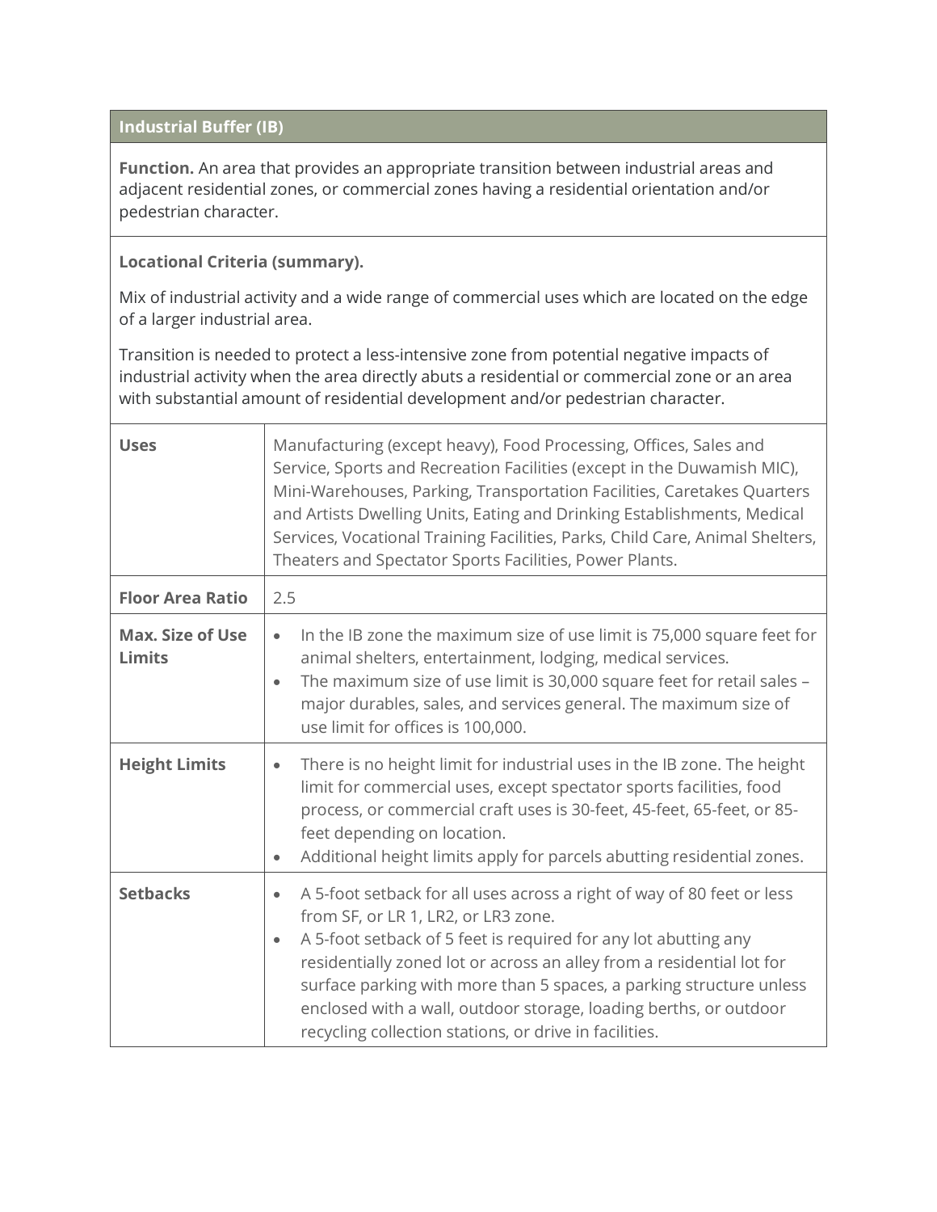## Industrial Buffer (IB)

**Function.** An area that provides an appropriate transition between industrial areas and adjacent residential zones, or commercial zones having a residential orientation and/or pedestrian character.

**Locational Criteria (summary).**

Mix of industrial activity and a wide range of commercial uses which are located on the edge of a larger industrial area.

Transition is needed to protect a less-intensive zone from potential negative impacts of industrial activity when the area directly abuts a residential or commercial zone or an area with substantial amount of residential development and/or pedestrian character.

| | |
|---|---|
| **Uses** | Manufacturing (except heavy), Food Processing, Offices, Sales and Service, Sports and Recreation Facilities (except in the Duwamish MIC), Mini-Warehouses, Parking, Transportation Facilities, Caretakes Quarters and Artists Dwelling Units, Eating and Drinking Establishments, Medical Services, Vocational Training Facilities, Parks, Child Care, Animal Shelters, Theaters and Spectator Sports Facilities, Power Plants. |
| **Floor Area Ratio** | 2.5 |
| **Max. Size of Use Limits** | • In the IB zone the maximum size of use limit is 75,000 square feet for animal shelters, entertainment, lodging, medical services.<br>• The maximum size of use limit is 30,000 square feet for retail sales – major durables, sales, and services general. The maximum size of use limit for offices is 100,000. |
| **Height Limits** | • There is no height limit for industrial uses in the IB zone. The height limit for commercial uses, except spectator sports facilities, food process, or commercial craft uses is 30-feet, 45-feet, 65-feet, or 85-feet depending on location.<br>• Additional height limits apply for parcels abutting residential zones. |
| **Setbacks** | • A 5-foot setback for all uses across a right of way of 80 feet or less from SF, or LR 1, LR2, or LR3 zone.<br>• A 5-foot setback of 5 feet is required for any lot abutting any residentially zoned lot or across an alley from a residential lot for surface parking with more than 5 spaces, a parking structure unless enclosed with a wall, outdoor storage, loading berths, or outdoor recycling collection stations, or drive in facilities. |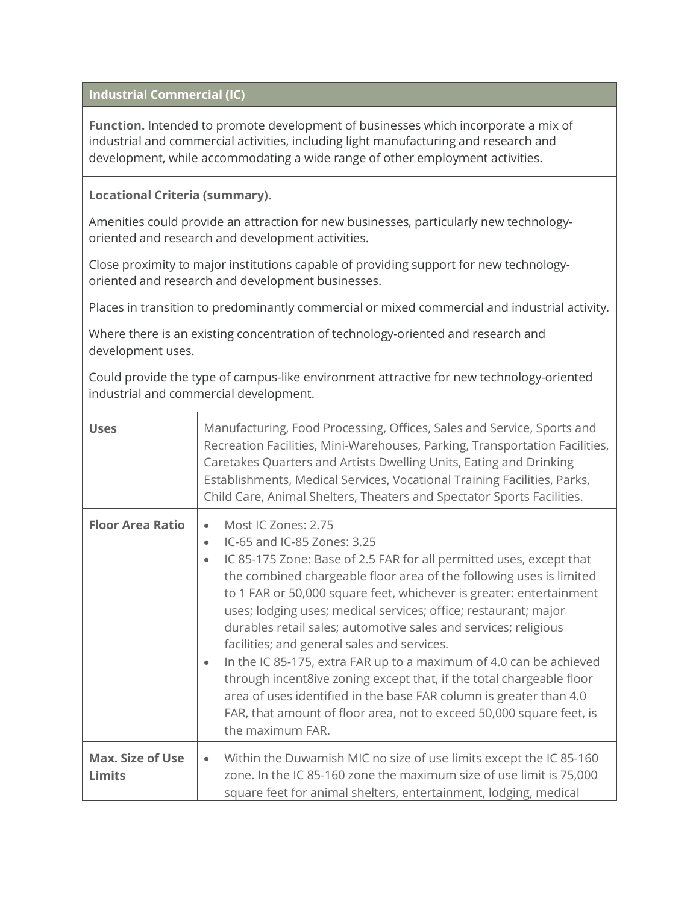| Industrial Commercial (IC) | |
|---|---|
| **Function.** Intended to promote development of businesses which incorporate a mix of industrial and commercial activities, including light manufacturing and research and development, while accommodating a wide range of other employment activities. | |
| **Locational Criteria (summary).**<br><br>Amenities could provide an attraction for new businesses, particularly new technology-oriented and research and development activities.<br><br>Close proximity to major institutions capable of providing support for new technology-oriented and research and development businesses.<br><br>Places in transition to predominantly commercial or mixed commercial and industrial activity.<br><br>Where there is an existing concentration of technology-oriented and research and development uses.<br><br>Could provide the type of campus-like environment attractive for new technology-oriented industrial and commercial development. | |
| **Uses** | Manufacturing, Food Processing, Offices, Sales and Service, Sports and Recreation Facilities, Mini-Warehouses, Parking, Transportation Facilities, Caretakes Quarters and Artists Dwelling Units, Eating and Drinking Establishments, Medical Services, Vocational Training Facilities, Parks, Child Care, Animal Shelters, Theaters and Spectator Sports Facilities. |
| **Floor Area Ratio** | • Most IC Zones: 2.75<br>• IC-65 and IC-85 Zones: 3.25<br>• IC 85-175 Zone: Base of 2.5 FAR for all permitted uses, except that the combined chargeable floor area of the following uses is limited to 1 FAR or 50,000 square feet, whichever is greater: entertainment uses; lodging uses; medical services; office; restaurant; major durables retail sales; automotive sales and services; religious facilities; and general sales and services.<br>• In the IC 85-175, extra FAR up to a maximum of 4.0 can be achieved through incent8ive zoning except that, if the total chargeable floor area of uses identified in the base FAR column is greater than 4.0 FAR, that amount of floor area, not to exceed 50,000 square feet, is the maximum FAR. |
| **Max. Size of Use Limits** | • Within the Duwamish MIC no size of use limits except the IC 85-160 zone. In the IC 85-160 zone the maximum size of use limit is 75,000 square feet for animal shelters, entertainment, lodging, medical |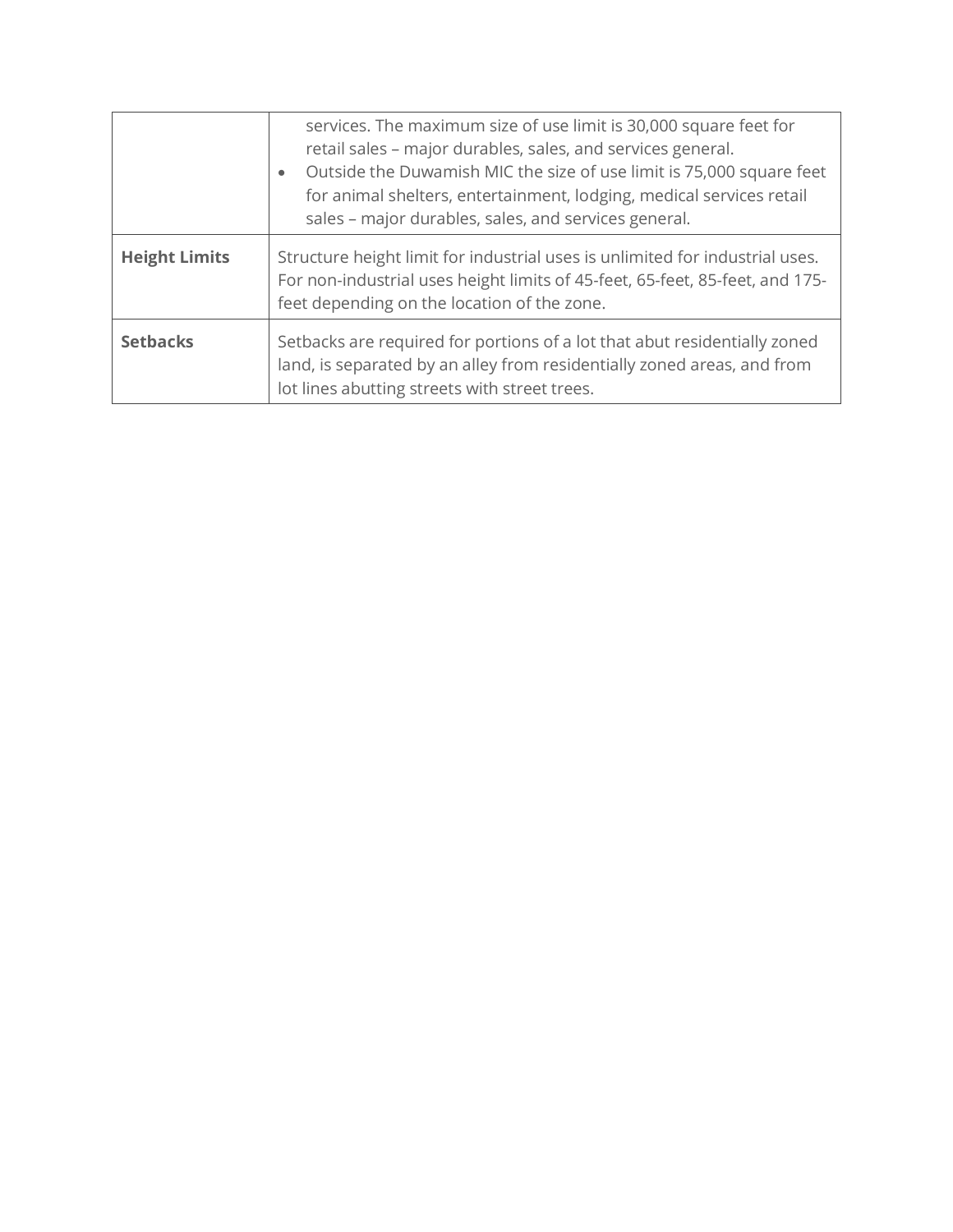| | |
|---|---|
| | services. The maximum size of use limit is 30,000 square feet for retail sales – major durables, sales, and services general.<br>• Outside the Duwamish MIC the size of use limit is 75,000 square feet for animal shelters, entertainment, lodging, medical services retail sales – major durables, sales, and services general. |
| **Height Limits** | Structure height limit for industrial uses is unlimited for industrial uses. For non-industrial uses height limits of 45-feet, 65-feet, 85-feet, and 175-feet depending on the location of the zone. |
| **Setbacks** | Setbacks are required for portions of a lot that abut residentially zoned land, is separated by an alley from residentially zoned areas, and from lot lines abutting streets with street trees. |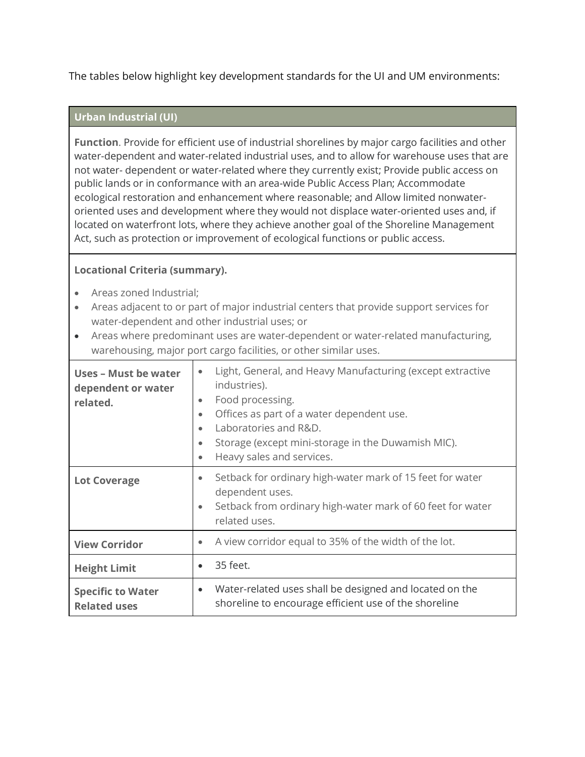The tables below highlight key development standards for the UI and UM environments:

| Urban Industrial (UI) | |
|---|---|
| **Function**. Provide for efficient use of industrial shorelines by major cargo facilities and other water-dependent and water-related industrial uses, and to allow for warehouse uses that are not water- dependent or water-related where they currently exist; Provide public access on public lands or in conformance with an area-wide Public Access Plan; Accommodate ecological restoration and enhancement where reasonable; and Allow limited nonwater-oriented uses and development where they would not displace water-oriented uses and, if located on waterfront lots, where they achieve another goal of the Shoreline Management Act, such as protection or improvement of ecological functions or public access. | |
| **Locational Criteria (summary).**<br>• Areas zoned Industrial;<br>• Areas adjacent to or part of major industrial centers that provide support services for water-dependent and other industrial uses; or<br>• Areas where predominant uses are water-dependent or water-related manufacturing, warehousing, major port cargo facilities, or other similar uses. | |
| **Uses – Must be water dependent or water related.** | • Light, General, and Heavy Manufacturing (except extractive industries).<br>• Food processing.<br>• Offices as part of a water dependent use.<br>• Laboratories and R&D.<br>• Storage (except mini-storage in the Duwamish MIC).<br>• Heavy sales and services. |
| **Lot Coverage** | • Setback for ordinary high-water mark of 15 feet for water dependent uses.<br>• Setback from ordinary high-water mark of 60 feet for water related uses. |
| **View Corridor** | • A view corridor equal to 35% of the width of the lot. |
| **Height Limit** | • 35 feet. |
| **Specific to Water Related uses** | • Water-related uses shall be designed and located on the shoreline to encourage efficient use of the shoreline |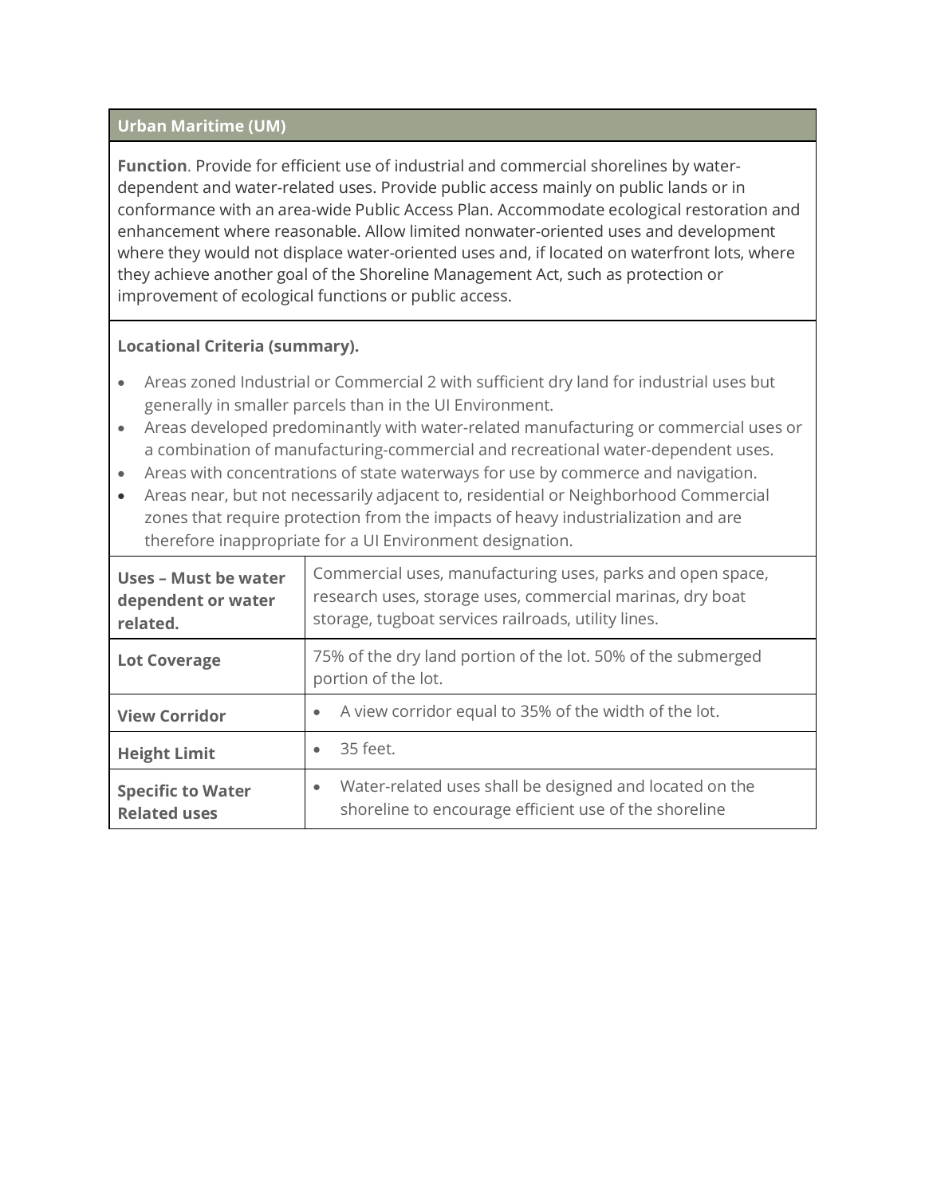| Urban Maritime (UM) | |
|---|---|
| **Function**. Provide for efficient use of industrial and commercial shorelines by water-dependent and water-related uses. Provide public access mainly on public lands or in conformance with an area-wide Public Access Plan. Accommodate ecological restoration and enhancement where reasonable. Allow limited nonwater-oriented uses and development where they would not displace water-oriented uses and, if located on waterfront lots, where they achieve another goal of the Shoreline Management Act, such as protection or improvement of ecological functions or public access. | |
| **Locational Criteria (summary).**<br>• Areas zoned Industrial or Commercial 2 with sufficient dry land for industrial uses but generally in smaller parcels than in the UI Environment.<br>• Areas developed predominantly with water-related manufacturing or commercial uses or a combination of manufacturing-commercial and recreational water-dependent uses.<br>• Areas with concentrations of state waterways for use by commerce and navigation.<br>• Areas near, but not necessarily adjacent to, residential or Neighborhood Commercial zones that require protection from the impacts of heavy industrialization and are therefore inappropriate for a UI Environment designation. | |
| **Uses – Must be water dependent or water related.** | Commercial uses, manufacturing uses, parks and open space, research uses, storage uses, commercial marinas, dry boat storage, tugboat services railroads, utility lines. |
| **Lot Coverage** | 75% of the dry land portion of the lot. 50% of the submerged portion of the lot. |
| **View Corridor** | • A view corridor equal to 35% of the width of the lot. |
| **Height Limit** | • 35 feet. |
| **Specific to Water Related uses** | • Water-related uses shall be designed and located on the shoreline to encourage efficient use of the shoreline |